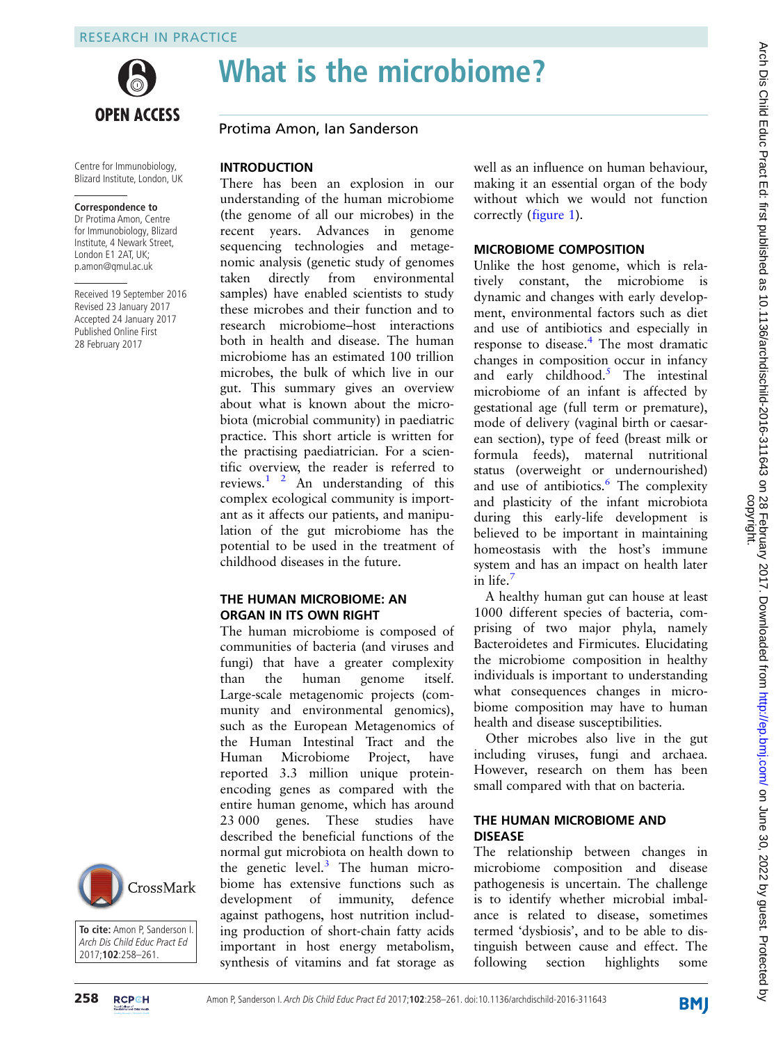# What is the microbiome?

Protima Amon, Ian Sanderson

Centre for Immunobiology, Blizard Institute, London, UK

**Correspondence to** Dr Protima Amon, Centre for Immunobiology, Blizard Institute, 4 Newark Street, London E1 2AT, UK; p.amon@qmul.ac.uk

Received 19 September 2016
Revised 23 January 2017
Accepted 24 January 2017
Published Online First 28 February 2017

**To cite:** Amon P, Sanderson I. *Arch Dis Child Educ Pract Ed* 2017;**102**:258–261.

## INTRODUCTION

There has been an explosion in our understanding of the human microbiome (the genome of all our microbes) in the recent years. Advances in genome sequencing technologies and metagenomic analysis (genetic study of genomes taken directly from environmental samples) have enabled scientists to study these microbes and their function and to research microbiome–host interactions both in health and disease. The human microbiome has an estimated 100 trillion microbes, the bulk of which live in our gut. This summary gives an overview about what is known about the microbiota (microbial community) in paediatric practice. This short article is written for the practising paediatrician. For a scientific overview, the reader is referred to reviews.[1 2] An understanding of this complex ecological community is important as it affects our patients, and manipulation of the gut microbiome has the potential to be used in the treatment of childhood diseases in the future.

## THE HUMAN MICROBIOME: AN ORGAN IN ITS OWN RIGHT

The human microbiome is composed of communities of bacteria (and viruses and fungi) that have a greater complexity than the human genome itself. Large-scale metagenomic projects (community and environmental genomics), such as the European Metagenomics of the Human Intestinal Tract and the Human Microbiome Project, have reported 3.3 million unique protein-encoding genes as compared with the entire human genome, which has around 23 000 genes. These studies have described the beneficial functions of the normal gut microbiota on health down to the genetic level.[3] The human microbiome has extensive functions such as development of immunity, defence against pathogens, host nutrition including production of short-chain fatty acids important in host energy metabolism, synthesis of vitamins and fat storage as well as an influence on human behaviour, making it an essential organ of the body without which we would not function correctly (figure 1).

## MICROBIOME COMPOSITION

Unlike the host genome, which is relatively constant, the microbiome is dynamic and changes with early development, environmental factors such as diet and use of antibiotics and especially in response to disease.[4] The most dramatic changes in composition occur in infancy and early childhood.[5] The intestinal microbiome of an infant is affected by gestational age (full term or premature), mode of delivery (vaginal birth or caesarean section), type of feed (breast milk or formula feeds), maternal nutritional status (overweight or undernourished) and use of antibiotics.[6] The complexity and plasticity of the infant microbiota during this early-life development is believed to be important in maintaining homeostasis with the host's immune system and has an impact on health later in life.[7]

A healthy human gut can house at least 1000 different species of bacteria, comprising of two major phyla, namely Bacteroidetes and Firmicutes. Elucidating the microbiome composition in healthy individuals is important to understanding what consequences changes in microbiome composition may have to human health and disease susceptibilities.

Other microbes also live in the gut including viruses, fungi and archaea. However, research on them has been small compared with that on bacteria.

## THE HUMAN MICROBIOME AND DISEASE

The relationship between changes in microbiome composition and disease pathogenesis is uncertain. The challenge is to identify whether microbial imbalance is related to disease, sometimes termed 'dysbiosis', and to be able to distinguish between cause and effect. The following section highlights some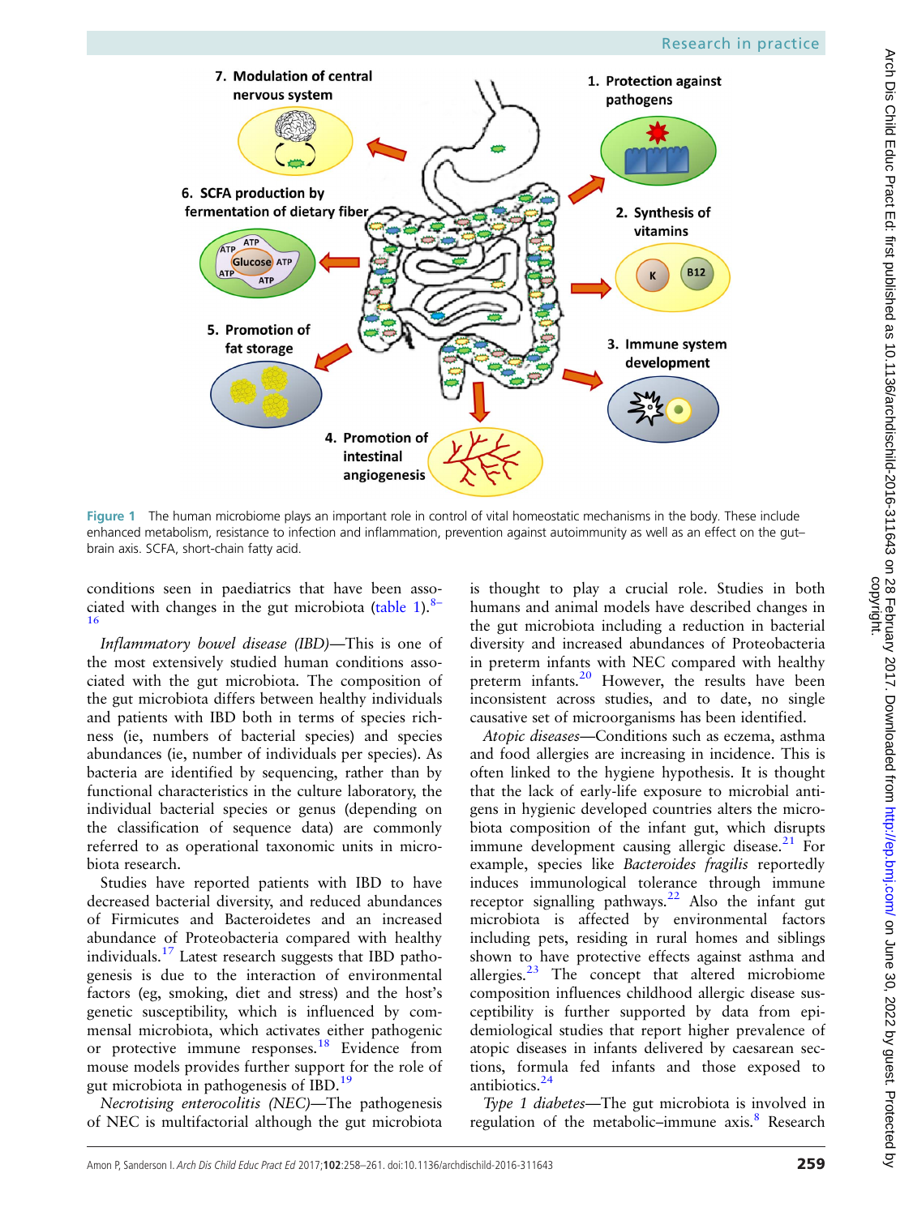Figure 1 The human microbiome plays an important role in control of vital homeostatic mechanisms in the body. These include enhanced metabolism, resistance to infection and inflammation, prevention against autoimmunity as well as an effect on the gut–brain axis. SCFA, short-chain fatty acid.

conditions seen in paediatrics that have been associated with changes in the gut microbiota (table 1).[8–16]

*Inflammatory bowel disease (IBD)*—This is one of the most extensively studied human conditions associated with the gut microbiota. The composition of the gut microbiota differs between healthy individuals and patients with IBD both in terms of species richness (ie, numbers of bacterial species) and species abundances (ie, number of individuals per species). As bacteria are identified by sequencing, rather than by functional characteristics in the culture laboratory, the individual bacterial species or genus (depending on the classification of sequence data) are commonly referred to as operational taxonomic units in microbiota research.

Studies have reported patients with IBD to have decreased bacterial diversity, and reduced abundances of Firmicutes and Bacteroidetes and an increased abundance of Proteobacteria compared with healthy individuals.[17] Latest research suggests that IBD pathogenesis is due to the interaction of environmental factors (eg, smoking, diet and stress) and the host's genetic susceptibility, which is influenced by commensal microbiota, which activates either pathogenic or protective immune responses.[18] Evidence from mouse models provides further support for the role of gut microbiota in pathogenesis of IBD.[19]

*Necrotising enterocolitis (NEC)*—The pathogenesis of NEC is multifactorial although the gut microbiota is thought to play a crucial role. Studies in both humans and animal models have described changes in the gut microbiota including a reduction in bacterial diversity and increased abundances of Proteobacteria in preterm infants with NEC compared with healthy preterm infants.[20] However, the results have been inconsistent across studies, and to date, no single causative set of microorganisms has been identified.

*Atopic diseases*—Conditions such as eczema, asthma and food allergies are increasing in incidence. This is often linked to the hygiene hypothesis. It is thought that the lack of early-life exposure to microbial antigens in hygienic developed countries alters the microbiota composition of the infant gut, which disrupts immune development causing allergic disease.[21] For example, species like *Bacteroides fragilis* reportedly induces immunological tolerance through immune receptor signalling pathways.[22] Also the infant gut microbiota is affected by environmental factors including pets, residing in rural homes and siblings shown to have protective effects against asthma and allergies.[23] The concept that altered microbiome composition influences childhood allergic disease susceptibility is further supported by data from epidemiological studies that report higher prevalence of atopic diseases in infants delivered by caesarean sections, formula fed infants and those exposed to antibiotics.[24]

*Type 1 diabetes*—The gut microbiota is involved in regulation of the metabolic–immune axis.[8] Research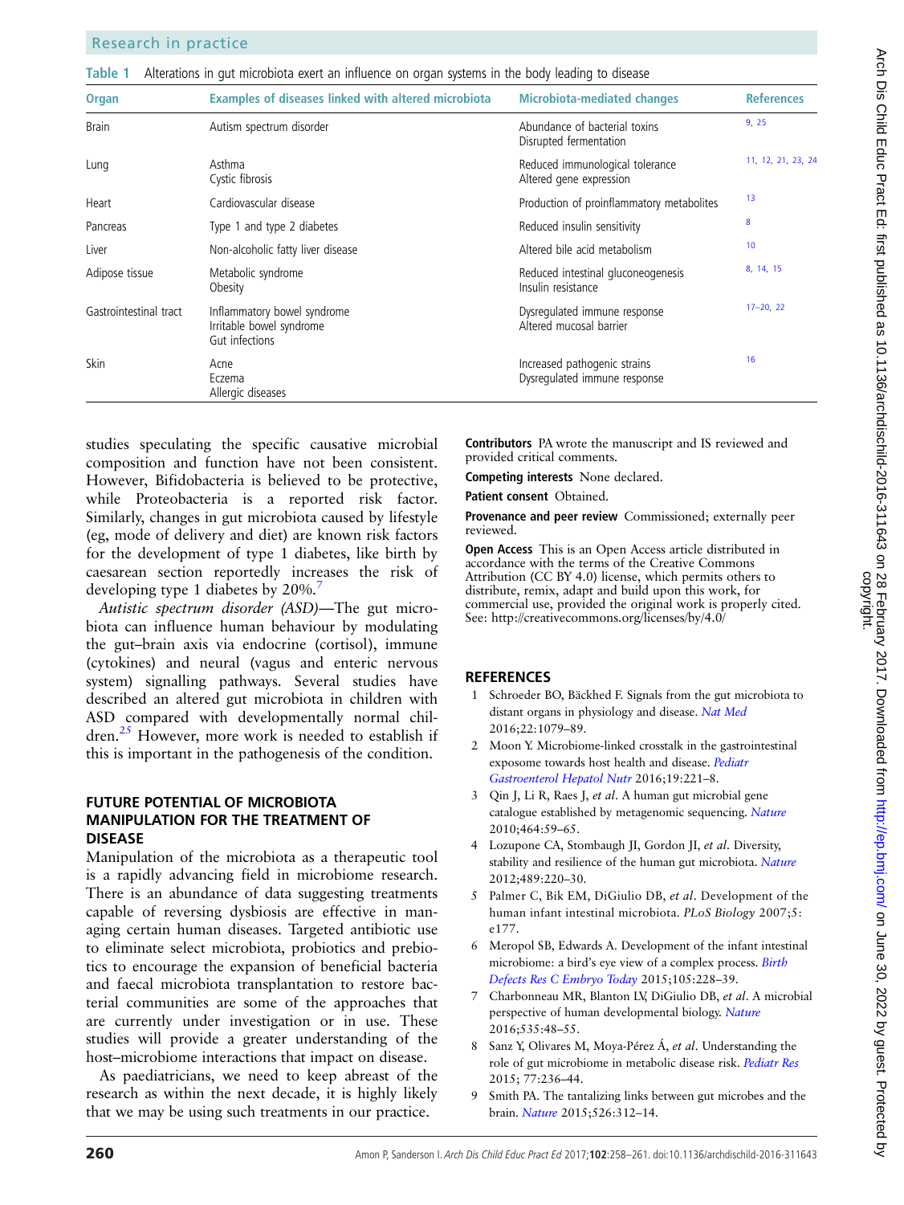Table 1 Alterations in gut microbiota exert an influence on organ systems in the body leading to disease

| Organ | Examples of diseases linked with altered microbiota | Microbiota-mediated changes | References |
|---|---|---|---|
| Brain | Autism spectrum disorder | Abundance of bacterial toxins<br>Disrupted fermentation | 9, 25 |
| Lung | Asthma<br>Cystic fibrosis | Reduced immunological tolerance<br>Altered gene expression | 11, 12, 21, 23, 24 |
| Heart | Cardiovascular disease | Production of proinflammatory metabolites | 13 |
| Pancreas | Type 1 and type 2 diabetes | Reduced insulin sensitivity | 8 |
| Liver | Non-alcoholic fatty liver disease | Altered bile acid metabolism | 10 |
| Adipose tissue | Metabolic syndrome<br>Obesity | Reduced intestinal gluconeogenesis<br>Insulin resistance | 8, 14, 15 |
| Gastrointestinal tract | Inflammatory bowel syndrome<br>Irritable bowel syndrome<br>Gut infections | Dysregulated immune response<br>Altered mucosal barrier | 17–20, 22 |
| Skin | Acne<br>Eczema<br>Allergic diseases | Increased pathogenic strains<br>Dysregulated immune response | 16 |

studies speculating the specific causative microbial composition and function have not been consistent. However, Bifidobacteria is believed to be protective, while Proteobacteria is a reported risk factor. Similarly, changes in gut microbiota caused by lifestyle (eg, mode of delivery and diet) are known risk factors for the development of type 1 diabetes, like birth by caesarean section reportedly increases the risk of developing type 1 diabetes by 20%.[7]

*Autistic spectrum disorder (ASD)*—The gut microbiota can influence human behaviour by modulating the gut–brain axis via endocrine (cortisol), immune (cytokines) and neural (vagus and enteric nervous system) signalling pathways. Several studies have described an altered gut microbiota in children with ASD compared with developmentally normal children.[25] However, more work is needed to establish if this is important in the pathogenesis of the condition.

## FUTURE POTENTIAL OF MICROBIOTA MANIPULATION FOR THE TREATMENT OF DISEASE

Manipulation of the microbiota as a therapeutic tool is a rapidly advancing field in microbiome research. There is an abundance of data suggesting treatments capable of reversing dysbiosis are effective in managing certain human diseases. Targeted antibiotic use to eliminate select microbiota, probiotics and prebiotics to encourage the expansion of beneficial bacteria and faecal microbiota transplantation to restore bacterial communities are some of the approaches that are currently under investigation or in use. These studies will provide a greater understanding of the host–microbiome interactions that impact on disease.

As paediatricians, we need to keep abreast of the research as within the next decade, it is highly likely that we may be using such treatments in our practice.

**Contributors** PA wrote the manuscript and IS reviewed and provided critical comments.

**Competing interests** None declared.

**Patient consent** Obtained.

**Provenance and peer review** Commissioned; externally peer reviewed.

**Open Access** This is an Open Access article distributed in accordance with the terms of the Creative Commons Attribution (CC BY 4.0) license, which permits others to distribute, remix, adapt and build upon this work, for commercial use, provided the original work is properly cited. See: http://creativecommons.org/licenses/by/4.0/

## REFERENCES

1. Schroeder BO, Bäckhed F. Signals from the gut microbiota to distant organs in physiology and disease. *Nat Med* 2016;22:1079–89.
2. Moon Y. Microbiome-linked crosstalk in the gastrointestinal exposome towards host health and disease. *Pediatr Gastroenterol Hepatol Nutr* 2016;19:221–8.
3. Qin J, Li R, Raes J, *et al*. A human gut microbial gene catalogue established by metagenomic sequencing. *Nature* 2010;464:59–65.
4. Lozupone CA, Stombaugh JI, Gordon JI, *et al*. Diversity, stability and resilience of the human gut microbiota. *Nature* 2012;489:220–30.
5. Palmer C, Bik EM, DiGiulio DB, *et al*. Development of the human infant intestinal microbiota. *PLoS Biology* 2007;5:e177.
6. Meropol SB, Edwards A. Development of the infant intestinal microbiome: a bird's eye view of a complex process. *Birth Defects Res C Embryo Today* 2015;105:228–39.
7. Charbonneau MR, Blanton LV, DiGiulio DB, *et al*. A microbial perspective of human developmental biology. *Nature* 2016;535:48–55.
8. Sanz Y, Olivares M, Moya-Pérez Á, *et al*. Understanding the role of gut microbiome in metabolic disease risk. *Pediatr Res* 2015; 77:236–44.
9. Smith PA. The tantalizing links between gut microbes and the brain. *Nature* 2015;526:312–14.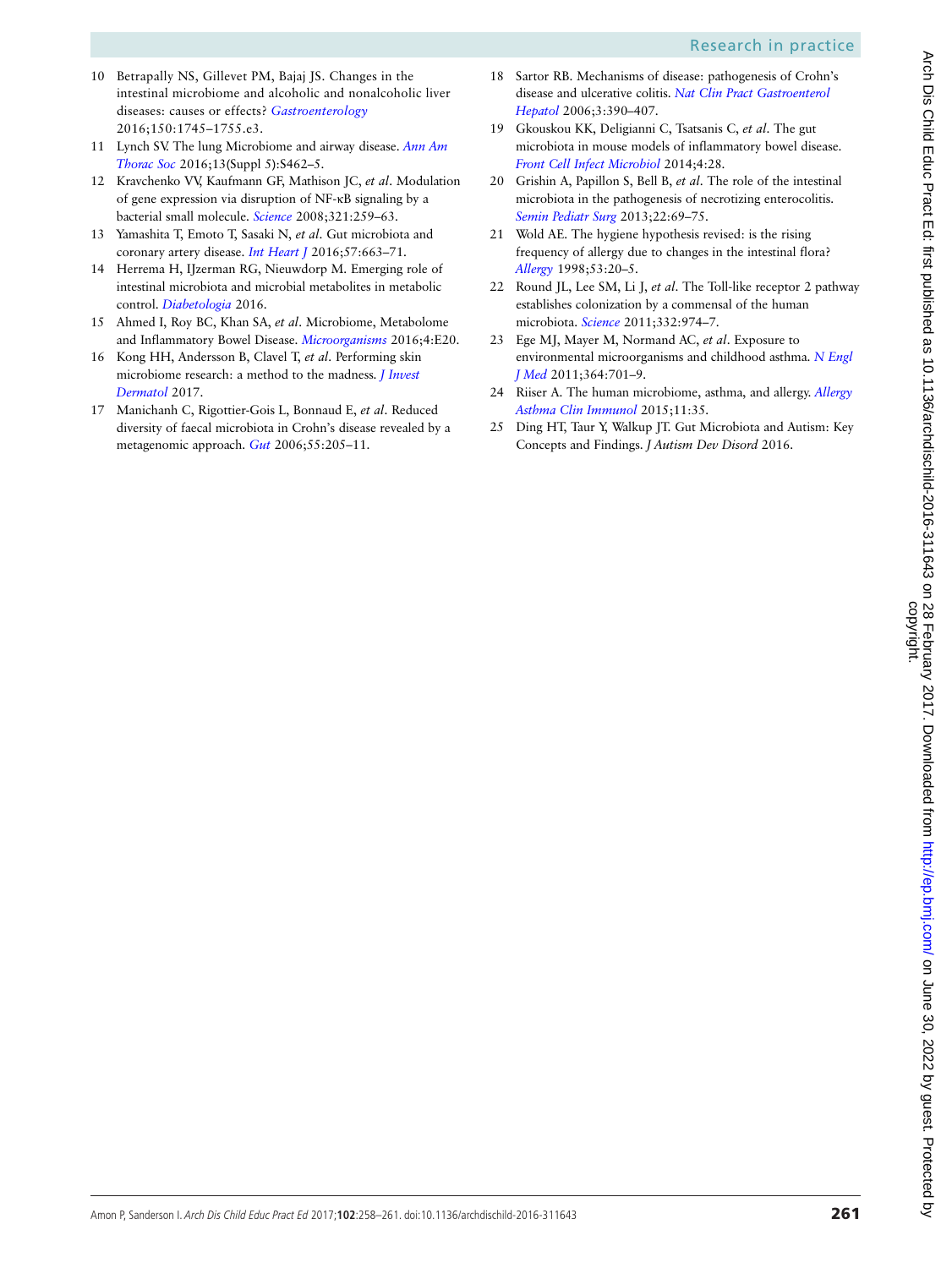10 Betrapally NS, Gillevet PM, Bajaj JS. Changes in the intestinal microbiome and alcoholic and nonalcoholic liver diseases: causes or effects? *Gastroenterology* 2016;150:1745–1755.e3.

11 Lynch SV. The lung Microbiome and airway disease. *Ann Am Thorac Soc* 2016;13(Suppl 5):S462–5.

12 Kravchenko VV, Kaufmann GF, Mathison JC, *et al*. Modulation of gene expression via disruption of NF-κB signaling by a bacterial small molecule. *Science* 2008;321:259–63.

13 Yamashita T, Emoto T, Sasaki N, *et al*. Gut microbiota and coronary artery disease. *Int Heart J* 2016;57:663–71.

14 Herrema H, IJzerman RG, Nieuwdorp M. Emerging role of intestinal microbiota and microbial metabolites in metabolic control. *Diabetologia* 2016.

15 Ahmed I, Roy BC, Khan SA, *et al*. Microbiome, Metabolome and Inflammatory Bowel Disease. *Microorganisms* 2016;4:E20.

16 Kong HH, Andersson B, Clavel T, *et al*. Performing skin microbiome research: a method to the madness. *J Invest Dermatol* 2017.

17 Manichanh C, Rigottier-Gois L, Bonnaud E, *et al*. Reduced diversity of faecal microbiota in Crohn's disease revealed by a metagenomic approach. *Gut* 2006;55:205–11.

18 Sartor RB. Mechanisms of disease: pathogenesis of Crohn's disease and ulcerative colitis. *Nat Clin Pract Gastroenterol Hepatol* 2006;3:390–407.

19 Gkouskou KK, Deligianni C, Tsatsanis C, *et al*. The gut microbiota in mouse models of inflammatory bowel disease. *Front Cell Infect Microbiol* 2014;4:28.

20 Grishin A, Papillon S, Bell B, *et al*. The role of the intestinal microbiota in the pathogenesis of necrotizing enterocolitis. *Semin Pediatr Surg* 2013;22:69–75.

21 Wold AE. The hygiene hypothesis revised: is the rising frequency of allergy due to changes in the intestinal flora? *Allergy* 1998;53:20–5.

22 Round JL, Lee SM, Li J, *et al*. The Toll-like receptor 2 pathway establishes colonization by a commensal of the human microbiota. *Science* 2011;332:974–7.

23 Ege MJ, Mayer M, Normand AC, *et al*. Exposure to environmental microorganisms and childhood asthma. *N Engl J Med* 2011;364:701–9.

24 Riiser A. The human microbiome, asthma, and allergy. *Allergy Asthma Clin Immunol* 2015;11:35.

25 Ding HT, Taur Y, Walkup JT. Gut Microbiota and Autism: Key Concepts and Findings. *J Autism Dev Disord* 2016.